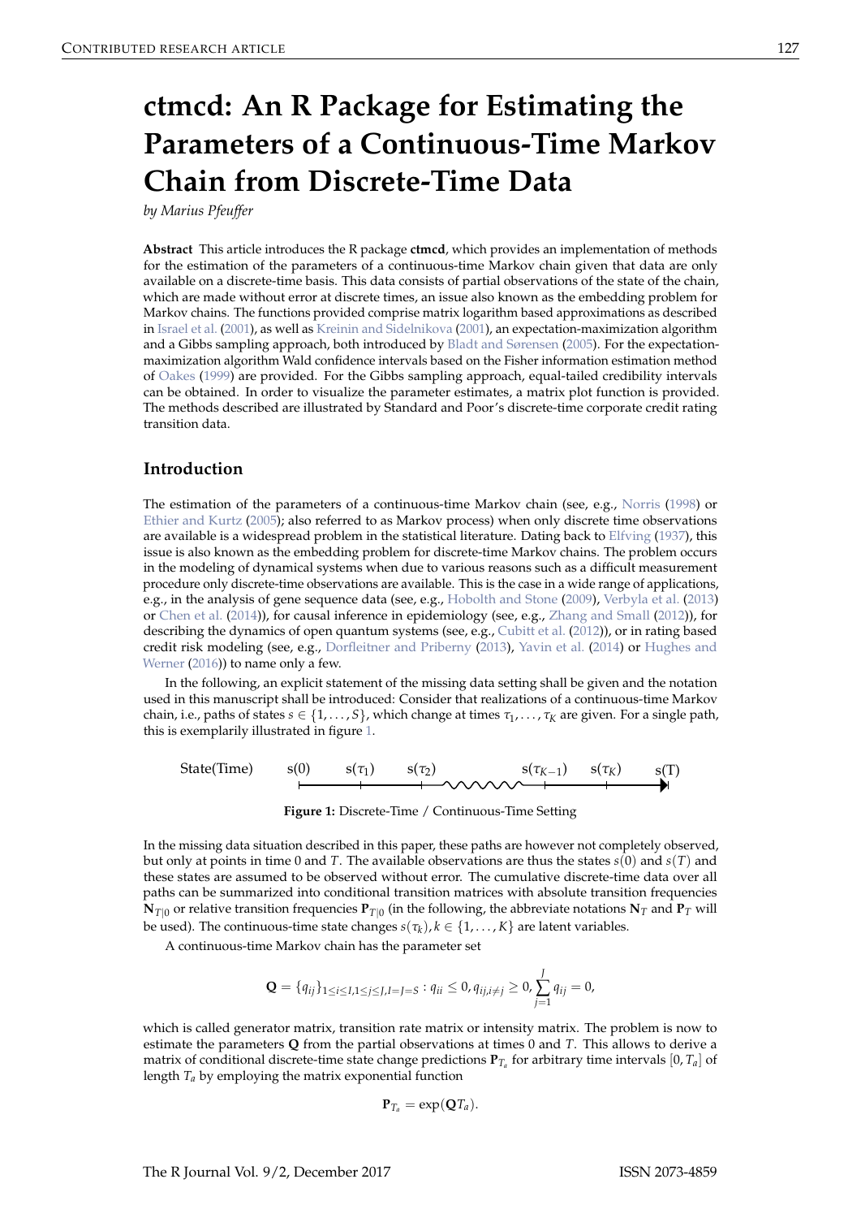# ctmcd: An R Package for Estimating the Parameters of a Continuous-Time Markov Chain from Discrete-Time Data

*by Marius Pfeuffer*

**Abstract** This article introduces the R package **ctmcd**, which provides an implementation of methods for the estimation of the parameters of a continuous-time Markov chain given that data are only available on a discrete-time basis. This data consists of partial observations of the state of the chain, which are made without error at discrete times, an issue also known as the embedding problem for Markov chains. The functions provided comprise matrix logarithm based approximations as described in Israel et al. (2001), as well as Kreinin and Sidelnikova (2001), an expectation-maximization algorithm and a Gibbs sampling approach, both introduced by Bladt and Sørensen (2005). For the expectation-maximization algorithm Wald confidence intervals based on the Fisher information estimation method of Oakes (1999) are provided. For the Gibbs sampling approach, equal-tailed credibility intervals can be obtained. In order to visualize the parameter estimates, a matrix plot function is provided. The methods described are illustrated by Standard and Poor's discrete-time corporate credit rating transition data.

## Introduction

The estimation of the parameters of a continuous-time Markov chain (see, e.g., Norris (1998) or Ethier and Kurtz (2005); also referred to as Markov process) when only discrete time observations are available is a widespread problem in the statistical literature. Dating back to Elfving (1937), this issue is also known as the embedding problem for discrete-time Markov chains. The problem occurs in the modeling of dynamical systems when due to various reasons such as a difficult measurement procedure only discrete-time observations are available. This is the case in a wide range of applications, e.g., in the analysis of gene sequence data (see, e.g., Hobolth and Stone (2009), Verbyla et al. (2013) or Chen et al. (2014)), for causal inference in epidemiology (see, e.g., Zhang and Small (2012)), for describing the dynamics of open quantum systems (see, e.g., Cubitt et al. (2012)), or in rating based credit risk modeling (see, e.g., Dorfleitner and Priberny (2013), Yavin et al. (2014) or Hughes and Werner (2016)) to name only a few.

In the following, an explicit statement of the missing data setting shall be given and the notation used in this manuscript shall be introduced: Consider that realizations of a continuous-time Markov chain, i.e., paths of states $s \in \{1, \ldots, S\}$, which change at times $\tau_1, \ldots, \tau_K$ are given. For a single path, this is exemplarily illustrated in figure 1.

State(Time) s(0) s($\tau_1$) s($\tau_2$) s($\tau_{K-1}$) s($\tau_K$) s(T)

**Figure 1:** Discrete-Time / Continuous-Time Setting

In the missing data situation described in this paper, these paths are however not completely observed, but only at points in time 0 and $T$. The available observations are thus the states $s(0)$ and $s(T)$ and these states are assumed to be observed without error. The cumulative discrete-time data over all paths can be summarized into conditional transition matrices with absolute transition frequencies $\mathbf{N}_{T|0}$ or relative transition frequencies $\mathbf{P}_{T|0}$ (in the following, the abbreviate notations $\mathbf{N}_T$ and $\mathbf{P}_T$ will be used). The continuous-time state changes $s(\tau_k), k \in \{1, \ldots, K\}$ are latent variables.

A continuous-time Markov chain has the parameter set

$$\mathbf{Q} = \{q_{ij}\}_{1 \le i \le I, 1 \le j \le J, I=J=S} : q_{ii} \le 0, q_{ij, i \neq j} \ge 0, \sum_{j=1}^{J} q_{ij} = 0,$$

which is called generator matrix, transition rate matrix or intensity matrix. The problem is now to estimate the parameters $\mathbf{Q}$ from the partial observations at times 0 and $T$. This allows to derive a matrix of conditional discrete-time state change predictions $\mathbf{P}_{T_a}$ for arbitrary time intervals $[0, T_a]$ of length $T_a$ by employing the matrix exponential function

$$\mathbf{P}_{T_a} = \exp(\mathbf{Q} T_a).$$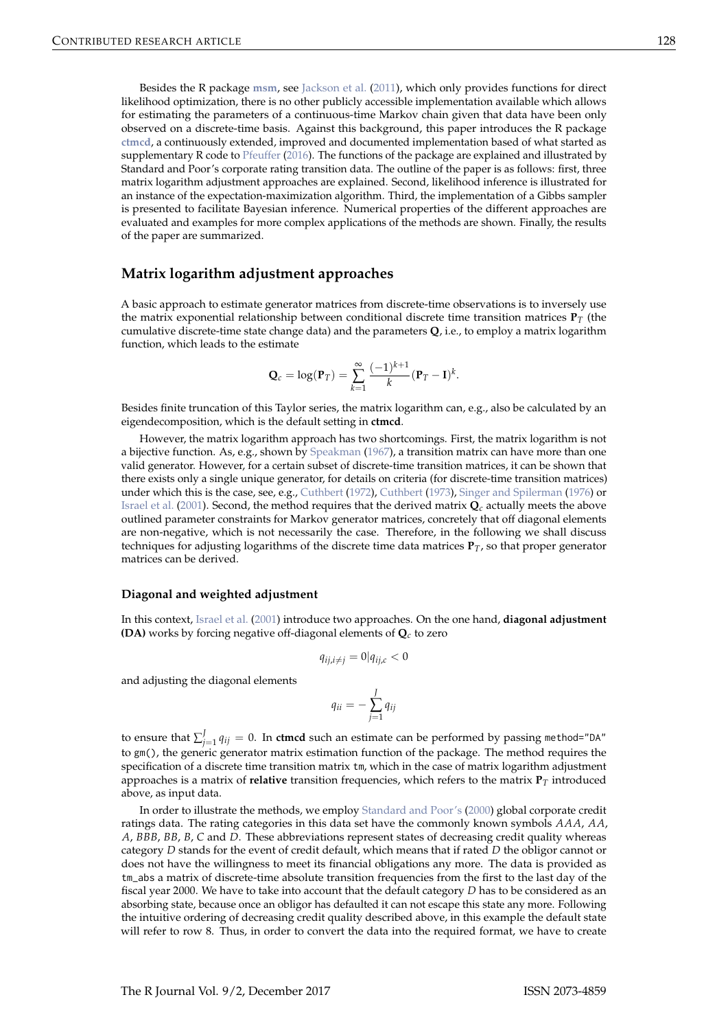Besides the R package **msm**, see Jackson et al. (2011), which only provides functions for direct likelihood optimization, there is no other publicly accessible implementation available which allows for estimating the parameters of a continuous-time Markov chain given that data have been only observed on a discrete-time basis. Against this background, this paper introduces the R package **ctmcd**, a continuously extended, improved and documented implementation based of what started as supplementary R code to Pfeuffer (2016). The functions of the package are explained and illustrated by Standard and Poor's corporate rating transition data. The outline of the paper is as follows: first, three matrix logarithm adjustment approaches are explained. Second, likelihood inference is illustrated for an instance of the expectation-maximization algorithm. Third, the implementation of a Gibbs sampler is presented to facilitate Bayesian inference. Numerical properties of the different approaches are evaluated and examples for more complex applications of the methods are shown. Finally, the results of the paper are summarized.

## Matrix logarithm adjustment approaches

A basic approach to estimate generator matrices from discrete-time observations is to inversely use the matrix exponential relationship between conditional discrete time transition matrices $\mathbf{P}_T$ (the cumulative discrete-time state change data) and the parameters $\mathbf{Q}$, i.e., to employ a matrix logarithm function, which leads to the estimate

$$\mathbf{Q}_c = \log(\mathbf{P}_T) = \sum_{k=1}^{\infty} \frac{(-1)^{k+1}}{k} (\mathbf{P}_T - \mathbf{I})^k.$$

Besides finite truncation of this Taylor series, the matrix logarithm can, e.g., also be calculated by an eigendecomposition, which is the default setting in **ctmcd**.

However, the matrix logarithm approach has two shortcomings. First, the matrix logarithm is not a bijective function. As, e.g., shown by Speakman (1967), a transition matrix can have more than one valid generator. However, for a certain subset of discrete-time transition matrices, it can be shown that there exists only a single unique generator, for details on criteria (for discrete-time transition matrices) under which this is the case, see, e.g., Cuthbert (1972), Cuthbert (1973), Singer and Spilerman (1976) or Israel et al. (2001). Second, the method requires that the derived matrix $\mathbf{Q}_c$ actually meets the above outlined parameter constraints for Markov generator matrices, concretely that off diagonal elements are non-negative, which is not necessarily the case. Therefore, in the following we shall discuss techniques for adjusting logarithms of the discrete time data matrices $\mathbf{P}_T$, so that proper generator matrices can be derived.

### Diagonal and weighted adjustment

In this context, Israel et al. (2001) introduce two approaches. On the one hand, **diagonal adjustment (DA)** works by forcing negative off-diagonal elements of $\mathbf{Q}_c$ to zero

$$q_{ij,i \neq j} = 0 | q_{ij,c} < 0$$

and adjusting the diagonal elements

$$q_{ii} = - \sum_{j=1}^{J} q_{ij}$$

to ensure that $\sum_{j=1}^{J} q_{ij} = 0$. In **ctmcd** such an estimate can be performed by passing `method="DA"` to `gm()`, the generic generator matrix estimation function of the package. The method requires the specification of a discrete time transition matrix `tm`, which in the case of matrix logarithm adjustment approaches is a matrix of **relative** transition frequencies, which refers to the matrix $\mathbf{P}_T$ introduced above, as input data.

In order to illustrate the methods, we employ Standard and Poor's (2000) global corporate credit ratings data. The rating categories in this data set have the commonly known symbols $AAA$, $AA$, $A$, $BBB$, $BB$, $B$, $C$ and $D$. These abbreviations represent states of decreasing credit quality whereas category $D$ stands for the event of credit default, which means that if rated $D$ the obligor cannot or does not have the willingness to meet its financial obligations any more. The data is provided as `tm_abs` a matrix of discrete-time absolute transition frequencies from the first to the last day of the fiscal year 2000. We have to take into account that the default category $D$ has to be considered as an absorbing state, because once an obligor has defaulted it can not escape this state any more. Following the intuitive ordering of decreasing credit quality described above, in this example the default state will refer to row 8. Thus, in order to convert the data into the required format, we have to create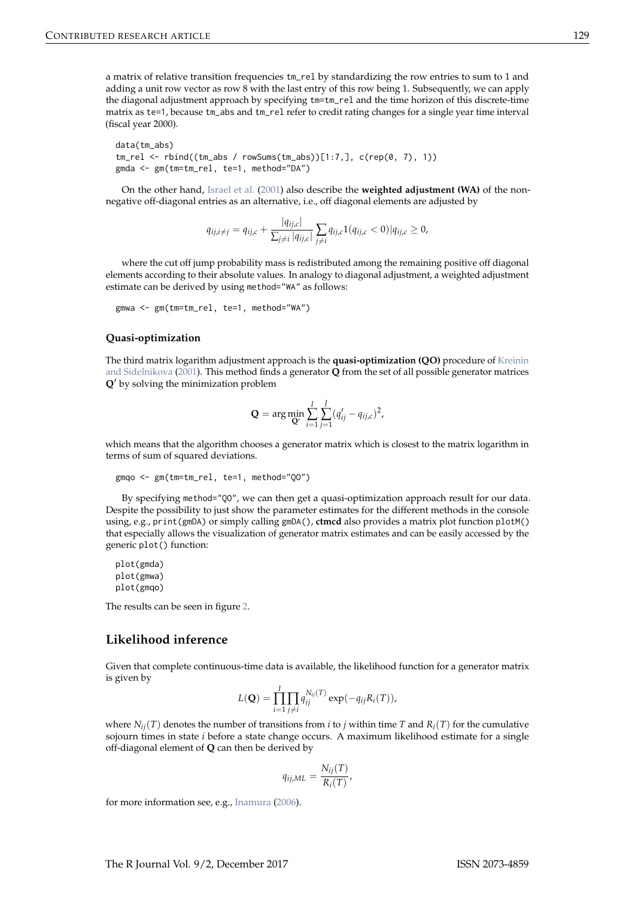a matrix of relative transition frequencies tm_rel by standardizing the row entries to sum to 1 and adding a unit row vector as row 8 with the last entry of this row being 1. Subsequently, we can apply the diagonal adjustment approach by specifying tm=tm_rel and the time horizon of this discrete-time matrix as te=1, because tm_abs and tm_rel refer to credit rating changes for a single year time interval (fiscal year 2000).

```
data(tm_abs)
tm_rel <- rbind((tm_abs / rowSums(tm_abs))[1:7,], c(rep(0, 7), 1))
gmda <- gm(tm=tm_rel, te=1, method="DA")
```

On the other hand, Israel et al. (2001) also describe the **weighted adjustment (WA)** of the non-negative off-diagonal entries as an alternative, i.e., off diagonal elements are adjusted by

$$q_{ij,i\neq j} = q_{ij,c} + \frac{|q_{ij,c}|}{\sum_{j\neq i}|q_{ij,c}|}\sum_{j\neq i} q_{ij,c}1(q_{ij,c}<0)|q_{ij,c} \geq 0,$$

where the cut off jump probability mass is redistributed among the remaining positive off diagonal elements according to their absolute values. In analogy to diagonal adjustment, a weighted adjustment estimate can be derived by using method="WA" as follows:

```
gmwa <- gm(tm=tm_rel, te=1, method="WA")
```

### Quasi-optimization

The third matrix logarithm adjustment approach is the **quasi-optimization (QO)** procedure of Kreinin and Sidelnikova (2001). This method finds a generator $\mathbf{Q}$ from the set of all possible generator matrices $\mathbf{Q}'$ by solving the minimization problem

$$\mathbf{Q} = \arg\min_{\mathbf{Q}'} \sum_{i=1}^{I}\sum_{j=1}^{J}(q'_{ij} - q_{ij,c})^2,$$

which means that the algorithm chooses a generator matrix which is closest to the matrix logarithm in terms of sum of squared deviations.

```
gmqo <- gm(tm=tm_rel, te=1, method="QO")
```

By specifying method="QO", we can then get a quasi-optimization approach result for our data. Despite the possibility to just show the parameter estimates for the different methods in the console using, e.g., print(gmDA) or simply calling gmDA(), **ctmcd** also provides a matrix plot function plotM() that especially allows the visualization of generator matrix estimates and can be easily accessed by the generic plot() function:

```
plot(gmda)
plot(gmwa)
plot(gmqo)
```

The results can be seen in figure 2.

## Likelihood inference

Given that complete continuous-time data is available, the likelihood function for a generator matrix is given by

$$L(\mathbf{Q}) = \prod_{i=1}^{I}\prod_{j\neq i} q_{ij}^{N_{ij}(T)} \exp(-q_{ij}R_i(T)),$$

where $N_{ij}(T)$ denotes the number of transitions from $i$ to $j$ within time $T$ and $R_i(T)$ for the cumulative sojourn times in state $i$ before a state change occurs. A maximum likelihood estimate for a single off-diagonal element of $\mathbf{Q}$ can then be derived by

$$q_{ij,ML} = \frac{N_{ij}(T)}{R_i(T)},$$

for more information see, e.g., Inamura (2006).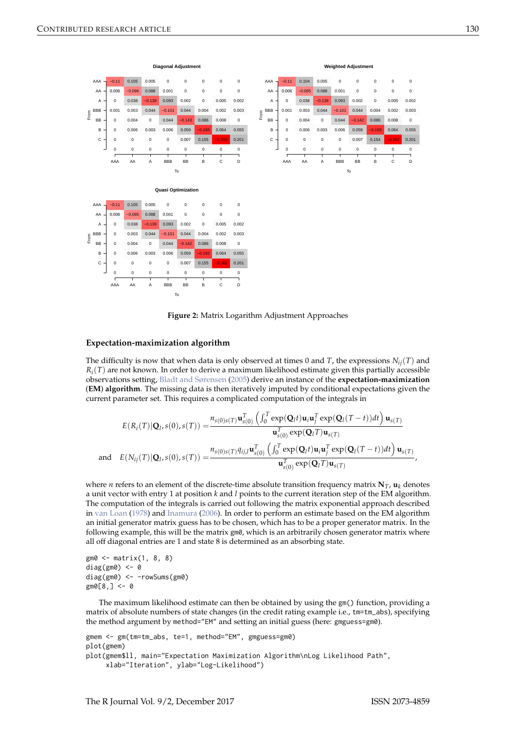**Diagonal Adjustment**

| From \ To | AAA | AA | A | BBB | BB | B | C | D |
|---|---|---|---|---|---|---|---|---|
| AAA | −0.11 | 0.105 | 0.005 | 0 | 0 | 0 | 0 | 0 |
| AA | 0.006 | −0.096 | 0.088 | 0.001 | 0 | 0 | 0 | 0 |
| A | 0 | 0.038 | −0.139 | 0.093 | 0.002 | 0 | 0.005 | 0.002 |
| BBB | 0.001 | 0.003 | 0.044 | −0.101 | 0.044 | 0.004 | 0.002 | 0.003 |
| BB | 0 | 0.004 | 0 | 0.044 | −0.143 | 0.086 | 0.008 | 0 |
| B | 0 | 0.006 | 0.003 | 0.006 | 0.059 | −0.193 | 0.064 | 0.055 |
| C | 0 | 0 | 0 | 0 | 0.007 | 0.155 | −0.363 | 0.201 |
| | 0 | 0 | 0 | 0 | 0 | 0 | 0 | 0 |

**Weighted Adjustment**

| From \ To | AAA | AA | A | BBB | BB | B | C | D |
|---|---|---|---|---|---|---|---|---|
| AAA | −0.11 | 0.104 | 0.005 | 0 | 0 | 0 | 0 | 0 |
| AA | 0.006 | −0.095 | 0.088 | 0.001 | 0 | 0 | 0 | 0 |
| A | 0 | 0.038 | −0.139 | 0.093 | 0.002 | 0 | 0.005 | 0.002 |
| BBB | 0.001 | 0.003 | 0.044 | −0.101 | 0.044 | 0.004 | 0.002 | 0.003 |
| BB | 0 | 0.004 | 0 | 0.044 | −0.142 | 0.086 | 0.008 | 0 |
| B | 0 | 0.006 | 0.003 | 0.006 | 0.059 | −0.193 | 0.064 | 0.055 |
| C | 0 | 0 | 0 | 0 | 0.007 | 0.154 | −0.362 | 0.201 |
| | 0 | 0 | 0 | 0 | 0 | 0 | 0 | 0 |

**Quasi Optimization**

| From \ To | AAA | AA | A | BBB | BB | B | C | D |
|---|---|---|---|---|---|---|---|---|
| AAA | −0.11 | 0.105 | 0.005 | 0 | 0 | 0 | 0 | 0 |
| AA | 0.006 | −0.095 | 0.088 | 0.001 | 0 | 0 | 0 | 0 |
| A | 0 | 0.038 | −0.139 | 0.093 | 0.002 | 0 | 0.005 | 0.002 |
| BBB | 0 | 0.003 | 0.044 | −0.101 | 0.044 | 0.004 | 0.002 | 0.003 |
| BB | 0 | 0.004 | 0 | 0.044 | −0.142 | 0.086 | 0.008 | 0 |
| B | 0 | 0.006 | 0.003 | 0.006 | 0.059 | −0.193 | 0.064 | 0.055 |
| C | 0 | 0 | 0 | 0 | 0.007 | 0.155 | −0.362 | 0.201 |
| | 0 | 0 | 0 | 0 | 0 | 0 | 0 | 0 |

**Figure 2:** Matrix Logarithm Adjustment Approaches

### Expectation-maximization algorithm

The difficulty is now that when data is only observed at times 0 and $T$, the expressions $N_{ij}(T)$ and $R_i(T)$ are not known. In order to derive a maximum likelihood estimate given this partially accessible observations setting, Bladt and Sørensen (2005) derive an instance of the **expectation-maximization (EM) algorithm**. The missing data is then iteratively imputed by conditional expectations given the current parameter set. This requires a complicated computation of the integrals in

$$E(R_i(T)|\mathbf{Q}_l, s(0), s(T)) = \frac{n_{s(0)s(T)}\mathbf{u}_{s(0)}^T\left(\int_0^T \exp(\mathbf{Q}_l t)\mathbf{u}_i\mathbf{u}_j^T \exp(\mathbf{Q}_l(T-t))dt\right)\mathbf{u}_{s(T)}}{\mathbf{u}_{s(0)}^T \exp(\mathbf{Q}_l T)\mathbf{u}_{s(T)}}$$

$$\text{and} \quad E(N_{ij}(T)|\mathbf{Q}_l, s(0), s(T)) = \frac{n_{s(0)s(T)}q_{ij,l}\mathbf{u}_{s(0)}^T\left(\int_0^T \exp(\mathbf{Q}_l t)\mathbf{u}_i\mathbf{u}_j^T \exp(\mathbf{Q}_l(T-t))dt\right)\mathbf{u}_{s(T)}}{\mathbf{u}_{s(0)}^T \exp(\mathbf{Q}_l T)\mathbf{u}_{s(T)}},$$

where $n$ refers to an element of the discrete-time absolute transition frequency matrix $\mathbf{N}_T$, $\mathbf{u}_k$ denotes a unit vector with entry 1 at position $k$ and $l$ points to the current iteration step of the EM algorithm. The computation of the integrals is carried out following the matrix exponential approach described in van Loan (1978) and Inamura (2006). In order to perform an estimate based on the EM algorithm an initial generator matrix guess has to be chosen, which has to be a proper generator matrix. In the following example, this will be the matrix `gm0`, which is an arbitrarily chosen generator matrix where all off diagonal entries are 1 and state 8 is determined as an absorbing state.

```
gm0 <- matrix(1, 8, 8)
diag(gm0) <- 0
diag(gm0) <- -rowSums(gm0)
gm0[8,] <- 0
```

The maximum likelihood estimate can then be obtained by using the `gm()` function, providing a matrix of absolute numbers of state changes (in the credit rating example i.e., `tm=tm_abs`), specifying the method argument by `method="EM"` and setting an initial guess (here: `gmguess=gm0`).

```
gmem <- gm(tm=tm_abs, te=1, method="EM", gmguess=gm0)
plot(gmem)
plot(gmem$ll, main="Expectation Maximization Algorithm\nLog Likelihood Path",
     xlab="Iteration", ylab="Log-Likelihood")
```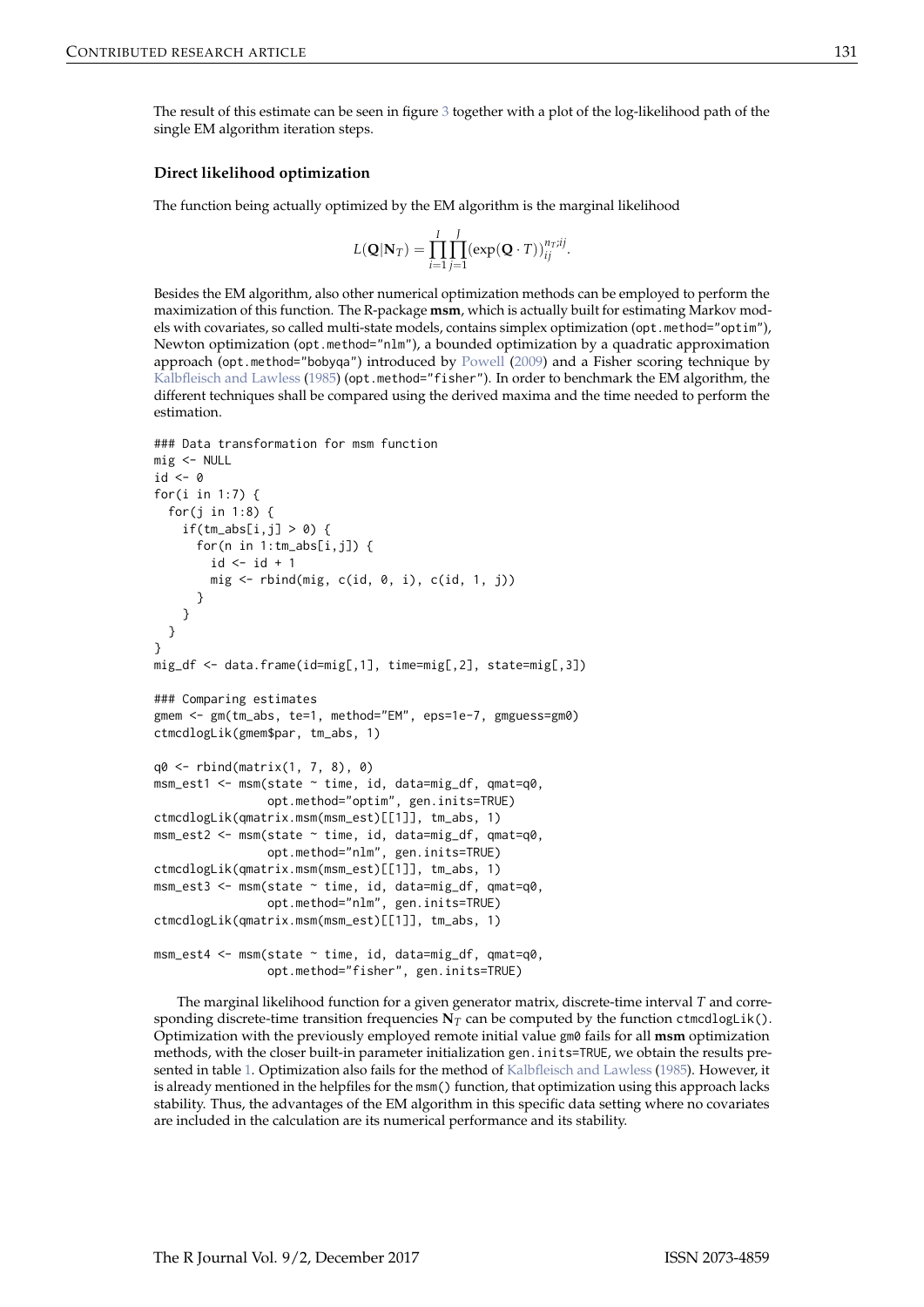The result of this estimate can be seen in figure 3 together with a plot of the log-likelihood path of the single EM algorithm iteration steps.

### Direct likelihood optimization

The function being actually optimized by the EM algorithm is the marginal likelihood

$$L(\mathbf{Q}|\mathbf{N}_T) = \prod_{i=1}^{I}\prod_{j=1}^{J}(\exp(\mathbf{Q}\cdot T))_{ij}^{n_T;ij}.$$

Besides the EM algorithm, also other numerical optimization methods can be employed to perform the maximization of this function. The R-package **msm**, which is actually built for estimating Markov models with covariates, so called multi-state models, contains simplex optimization (opt.method="optim"), Newton optimization (opt.method="nlm"), a bounded optimization by a quadratic approximation approach (opt.method="bobyqa") introduced by Powell (2009) and a Fisher scoring technique by Kalbfleisch and Lawless (1985) (opt.method="fisher"). In order to benchmark the EM algorithm, the different techniques shall be compared using the derived maxima and the time needed to perform the estimation.

```
### Data transformation for msm function
mig <- NULL
id <- 0
for(i in 1:7) {
  for(j in 1:8) {
    if(tm_abs[i,j] > 0) {
      for(n in 1:tm_abs[i,j]) {
        id <- id + 1
        mig <- rbind(mig, c(id, 0, i), c(id, 1, j))
      }
    }
  }
}
mig_df <- data.frame(id=mig[,1], time=mig[,2], state=mig[,3])

### Comparing estimates
gmem <- gm(tm_abs, te=1, method="EM", eps=1e-7, gmguess=gm0)
ctmcdlogLik(gmem$par, tm_abs, 1)

q0 <- rbind(matrix(1, 7, 8), 0)
msm_est1 <- msm(state ~ time, id, data=mig_df, qmat=q0,
                opt.method="optim", gen.inits=TRUE)
ctmcdlogLik(qmatrix.msm(msm_est)[[1]], tm_abs, 1)
msm_est2 <- msm(state ~ time, id, data=mig_df, qmat=q0,
                opt.method="nlm", gen.inits=TRUE)
ctmcdlogLik(qmatrix.msm(msm_est)[[1]], tm_abs, 1)
msm_est3 <- msm(state ~ time, id, data=mig_df, qmat=q0,
                opt.method="nlm", gen.inits=TRUE)
ctmcdlogLik(qmatrix.msm(msm_est)[[1]], tm_abs, 1)

msm_est4 <- msm(state ~ time, id, data=mig_df, qmat=q0,
                opt.method="fisher", gen.inits=TRUE)
```

The marginal likelihood function for a given generator matrix, discrete-time interval $T$ and corresponding discrete-time transition frequencies $\mathbf{N}_T$ can be computed by the function ctmcdlogLik(). Optimization with the previously employed remote initial value gm0 fails for all **msm** optimization methods, with the closer built-in parameter initialization gen.inits=TRUE, we obtain the results presented in table 1. Optimization also fails for the method of Kalbfleisch and Lawless (1985). However, it is already mentioned in the helpfiles for the msm() function, that optimization using this approach lacks stability. Thus, the advantages of the EM algorithm in this specific data setting where no covariates are included in the calculation are its numerical performance and its stability.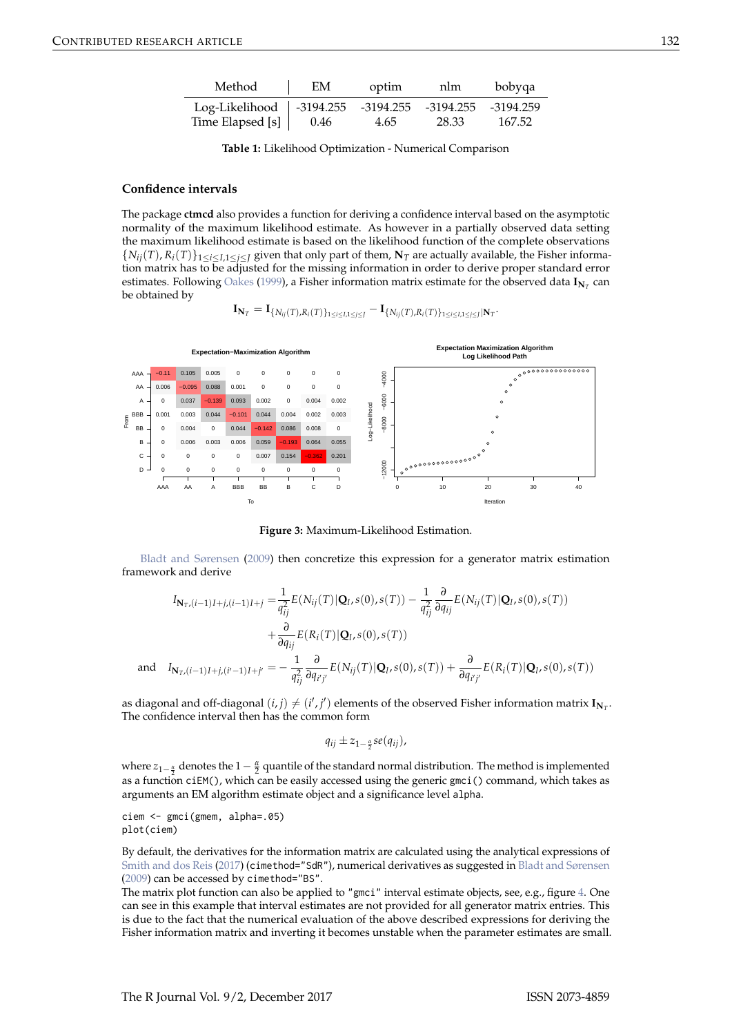| Method | EM | optim | nlm | bobyqa |
|---|---|---|---|---|
| Log-Likelihood | -3194.255 | -3194.255 | -3194.255 | -3194.259 |
| Time Elapsed [s] | 0.46 | 4.65 | 28.33 | 167.52 |

**Table 1:** Likelihood Optimization - Numerical Comparison

### Confidence intervals

The package **ctmcd** also provides a function for deriving a confidence interval based on the asymptotic normality of the maximum likelihood estimate. As however in a partially observed data setting the maximum likelihood estimate is based on the likelihood function of the complete observations $\{N_{ij}(T), R_i(T)\}_{1\leq i\leq I, 1\leq j\leq J}$ given that only part of them, $\mathbf{N}_T$ are actually available, the Fisher information matrix has to be adjusted for the missing information in order to derive proper standard error estimates. Following Oakes (1999), a Fisher information matrix estimate for the observed data $\mathbf{I}_{\mathbf{N}_T}$ can be obtained by

$$\mathbf{I}_{\mathbf{N}_T} = \mathbf{I}_{\{N_{ij}(T),R_i(T)\}_{1\leq i\leq I, 1\leq j\leq J}} - \mathbf{I}_{\{N_{ij}(T),R_i(T)\}_{1\leq i\leq I, 1\leq j\leq J}|\mathbf{N}_T}.$$

Expectation−Maximization Algorithm

From

To

AAA AA A BBB BB B C D

Expectation Maximization Algorithm
Log Likelihood Path

Log−Likelihood

−12000 −8000 −6000 −4000

Iteration

0 10 20 30 40

**Figure 3:** Maximum-Likelihood Estimation.

Bladt and Sørensen (2009) then concretize this expression for a generator matrix estimation framework and derive

$$I_{\mathbf{N}_T,(i-1)I+j,(i-1)I+j} = \frac{1}{q_{ij}^2} E(N_{ij}(T)|\mathbf{Q}_l, s(0), s(T)) - \frac{1}{q_{ij}^2}\frac{\partial}{\partial q_{ij}} E(N_{ij}(T)|\mathbf{Q}_l, s(0), s(T))$$
$$+ \frac{\partial}{\partial q_{ij}} E(R_i(T)|\mathbf{Q}_l, s(0), s(T))$$

and $\quad I_{\mathbf{N}_T,(i-1)I+j,(i'-1)I+j'} = -\frac{1}{q_{ij}^2}\frac{\partial}{\partial q_{i'j'}} E(N_{ij}(T)|\mathbf{Q}_l, s(0), s(T)) + \frac{\partial}{\partial q_{i'j'}} E(R_i(T)|\mathbf{Q}_l, s(0), s(T))$

as diagonal and off-diagonal $(i,j) \neq (i',j')$ elements of the observed Fisher information matrix $\mathbf{I}_{\mathbf{N}_T}$. The confidence interval then has the common form

$$q_{ij} \pm z_{1-\frac{\alpha}{2}} se(q_{ij}),$$

where $z_{1-\frac{\alpha}{2}}$ denotes the $1-\frac{\alpha}{2}$ quantile of the standard normal distribution. The method is implemented as a function `ciEM()`, which can be easily accessed using the generic `gmci()` command, which takes as arguments an EM algorithm estimate object and a significance level `alpha`.

```
ciem <- gmci(gmem, alpha=.05)
plot(ciem)
```

By default, the derivatives for the information matrix are calculated using the analytical expressions of Smith and dos Reis (2017) (`cimethod="SdR"`), numerical derivatives as suggested in Bladt and Sørensen (2009) can be accessed by `cimethod="BS"`.
The matrix plot function can also be applied to `"gmci"` interval estimate objects, see, e.g., figure 4. One can see in this example that interval estimates are not provided for all generator matrix entries. This is due to the fact that the numerical evaluation of the above described expressions for deriving the Fisher information matrix and inverting it becomes unstable when the parameter estimates are small.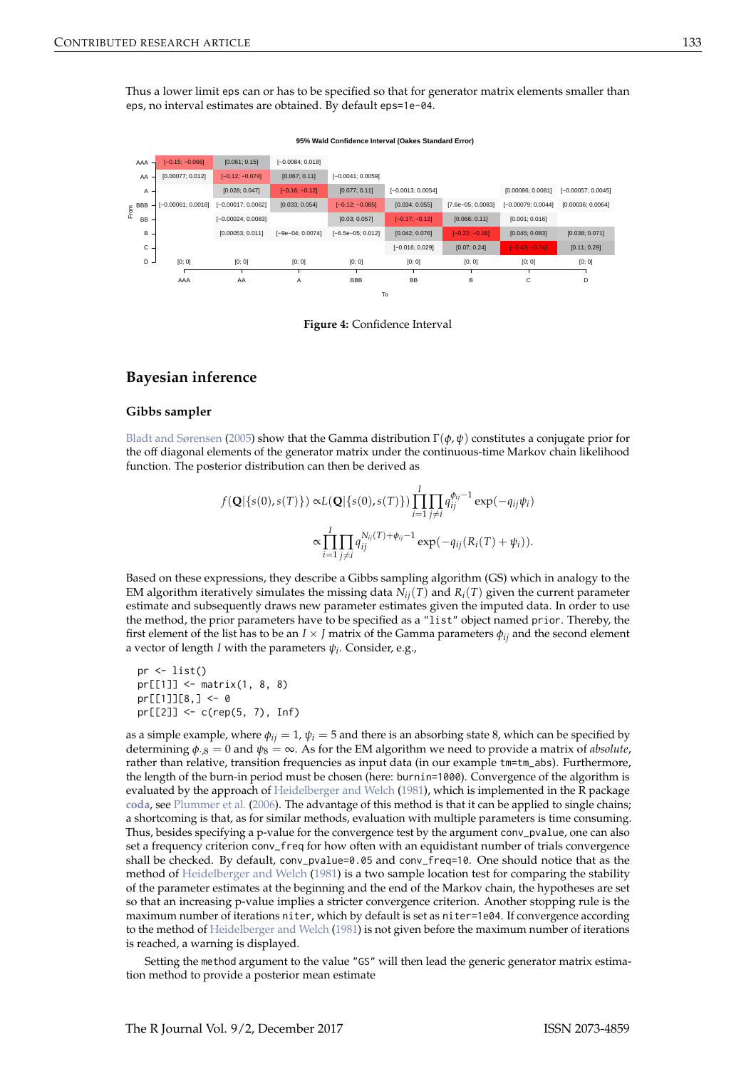Thus a lower limit eps can or has to be specified so that for generator matrix elements smaller than eps, no interval estimates are obtained. By default eps=1e-04.

95% Wald Confidence Interval (Oakes Standard Error)

AAA: [−0.15; −0.066] [0.061; 0.15] [−0.0084; 0.018]

AA: [0.00077; 0.012] [−0.12; −0.074] [0.067; 0.11] [−0.0041; 0.0059]

A: [0.028; 0.047] [−0.16; −0.12] [0.077; 0.11] [−0.0013; 0.0054] [0.00086; 0.0081] [−0.00057; 0.0045]

BBB: [−0.00061; 0.0018] [−0.00017; 0.0062] [0.033; 0.054] [−0.12; −0.085] [0.034; 0.055] [7.6e−05; 0.0083] [−0.00079; 0.0044] [0.00036; 0.0064]

BB: [−0.00024; 0.0083] [0.03; 0.057] [−0.17; −0.12] [0.066; 0.11] [0.001; 0.016]

B: [0.00053; 0.011] [−9e−04; 0.0074] [−6.5e−05; 0.012] [0.042; 0.076] [−0.22; −0.16] [0.045; 0.083] [0.038; 0.071]

C: [−0.016; 0.029] [0.07; 0.24] [−0.49; −0.24] [0.11; 0.29]

D: [0; 0] [0; 0] [0; 0] [0; 0] [0; 0] [0; 0] [0; 0] [0; 0]

From

AAA AA A BBB BB B C D

To

**Figure 4:** Confidence Interval

## Bayesian inference

### Gibbs sampler

Bladt and Sørensen (2005) show that the Gamma distribution $\Gamma(\phi, \psi)$ constitutes a conjugate prior for the off diagonal elements of the generator matrix under the continuous-time Markov chain likelihood function. The posterior distribution can then be derived as

$$
\begin{aligned}
f(\mathbf{Q}|\{s(0), s(T)\}) \propto & L(\mathbf{Q}|\{s(0), s(T)\}) \prod_{i=1}^{I} \prod_{j \neq i} q_{ij}^{\phi_{ij}-1} \exp(-q_{ij}\psi_i) \\
& \propto \prod_{i=1}^{I} \prod_{j \neq i} q_{ij}^{N_{ij}(T)+\phi_{ij}-1} \exp(-q_{ij}(R_i(T) + \psi_i)).
\end{aligned}
$$

Based on these expressions, they describe a Gibbs sampling algorithm (GS) which in analogy to the EM algorithm iteratively simulates the missing data $N_{ij}(T)$ and $R_i(T)$ given the current parameter estimate and subsequently draws new parameter estimates given the imputed data. In order to use the method, the prior parameters have to be specified as a "list" object named prior. Thereby, the first element of the list has to be an $I \times J$ matrix of the Gamma parameters $\phi_{ij}$ and the second element a vector of length $I$ with the parameters $\psi_i$. Consider, e.g.,

```
pr <- list()
pr[[1]] <- matrix(1, 8, 8)
pr[[1]][8,] <- 0
pr[[2]] <- c(rep(5, 7), Inf)
```

as a simple example, where $\phi_{ij} = 1$, $\psi_i = 5$ and there is an absorbing state 8, which can be specified by determining $\phi_{\cdot 8} = 0$ and $\psi_8 = \infty$. As for the EM algorithm we need to provide a matrix of *absolute*, rather than relative, transition frequencies as input data (in our example tm=tm_abs). Furthermore, the length of the burn-in period must be chosen (here: burnin=1000). Convergence of the algorithm is evaluated by the approach of Heidelberger and Welch (1981), which is implemented in the R package **coda**, see Plummer et al. (2006). The advantage of this method is that it can be applied to single chains; a shortcoming is that, as for similar methods, evaluation with multiple parameters is time consuming. Thus, besides specifying a p-value for the convergence test by the argument conv_pvalue, one can also set a frequency criterion conv_freq for how often with an equidistant number of trials convergence shall be checked. By default, conv_pvalue=0.05 and conv_freq=10. One should notice that as the method of Heidelberger and Welch (1981) is a two sample location test for comparing the stability of the parameter estimates at the beginning and the end of the Markov chain, the hypotheses are set so that an increasing p-value implies a stricter convergence criterion. Another stopping rule is the maximum number of iterations niter, which by default is set as niter=1e04. If convergence according to the method of Heidelberger and Welch (1981) is not given before the maximum number of iterations is reached, a warning is displayed.

Setting the method argument to the value "GS" will then lead the generic generator matrix estimation method to provide a posterior mean estimate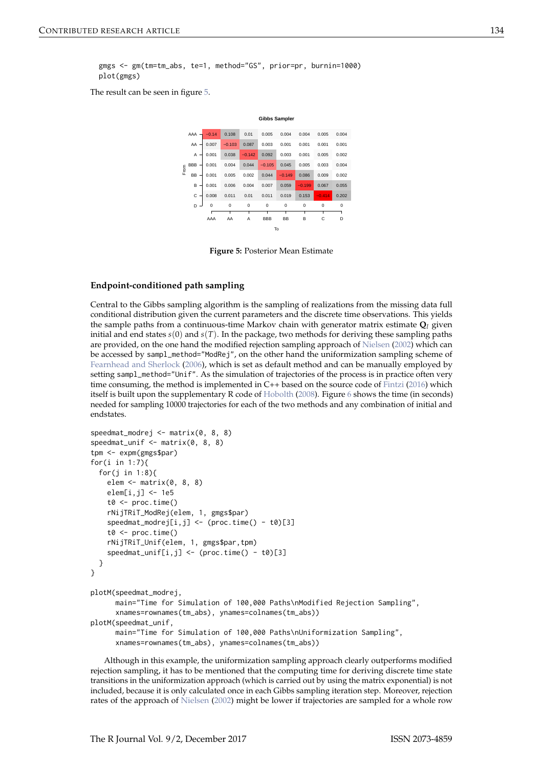```
gmgs <- gm(tm=tm_abs, te=1, method="GS", prior=pr, burnin=1000)
plot(gmgs)
```

The result can be seen in figure 5.

Gibbs Sampler

AAA −0.14 0.108 0.01 0.005 0.004 0.004 0.005 0.004
AA 0.007 −0.103 0.087 0.003 0.001 0.001 0.001 0.001
A 0.001 0.038 −0.142 0.092 0.003 0.001 0.005 0.002
BBB 0.001 0.004 0.044 −0.105 0.045 0.005 0.003 0.004
BB 0.001 0.005 0.002 0.044 −0.149 0.086 0.009 0.002
B 0.001 0.006 0.004 0.007 0.059 −0.199 0.067 0.055
C 0.008 0.011 0.01 0.011 0.019 0.153 −0.414 0.202
D 0 0 0 0 0 0 0 0

From

AAA AA A BBB BB B C D

To

**Figure 5:** Posterior Mean Estimate

### Endpoint-conditioned path sampling

Central to the Gibbs sampling algorithm is the sampling of realizations from the missing data full conditional distribution given the current parameters and the discrete time observations. This yields the sample paths from a continuous-time Markov chain with generator matrix estimate $\mathbf{Q}_l$ given initial and end states $s(0)$ and $s(T)$. In the package, two methods for deriving these sampling paths are provided, on the one hand the modified rejection sampling approach of Nielsen (2002) which can be accessed by `sampl_method="ModRej"`, on the other hand the uniformization sampling scheme of Fearnhead and Sherlock (2006), which is set as default method and can be manually employed by setting `sampl_method="Unif"`. As the simulation of trajectories of the process is in practice often very time consuming, the method is implemented in C++ based on the source code of Fintzi (2016) which itself is built upon the supplementary R code of Hobolth (2008). Figure 6 shows the time (in seconds) needed for sampling 10000 trajectories for each of the two methods and any combination of initial and endstates.

```
speedmat_modrej <- matrix(0, 8, 8)
speedmat_unif <- matrix(0, 8, 8)
tpm <- expm(gmgs$par)
for(i in 1:7){
  for(j in 1:8){
    elem <- matrix(0, 8, 8)
    elem[i,j] <- 1e5
    t0 <- proc.time()
    rNijTRiT_ModRej(elem, 1, gmgs$par)
    speedmat_modrej[i,j] <- (proc.time() - t0)[3]
    t0 <- proc.time()
    rNijTRiT_Unif(elem, 1, gmgs$par,tpm)
    speedmat_unif[i,j] <- (proc.time() - t0)[3]
  }
}

plotM(speedmat_modrej,
      main="Time for Simulation of 100,000 Paths\nModified Rejection Sampling",
      xnames=rownames(tm_abs), ynames=colnames(tm_abs))
plotM(speedmat_unif,
      main="Time for Simulation of 100,000 Paths\nUniformization Sampling",
      xnames=rownames(tm_abs), ynames=colnames(tm_abs))
```

Although in this example, the uniformization sampling approach clearly outperforms modified rejection sampling, it has to be mentioned that the computing time for deriving discrete time state transitions in the uniformization approach (which is carried out by using the matrix exponential) is not included, because it is only calculated once in each Gibbs sampling iteration step. Moreover, rejection rates of the approach of Nielsen (2002) might be lower if trajectories are sampled for a whole row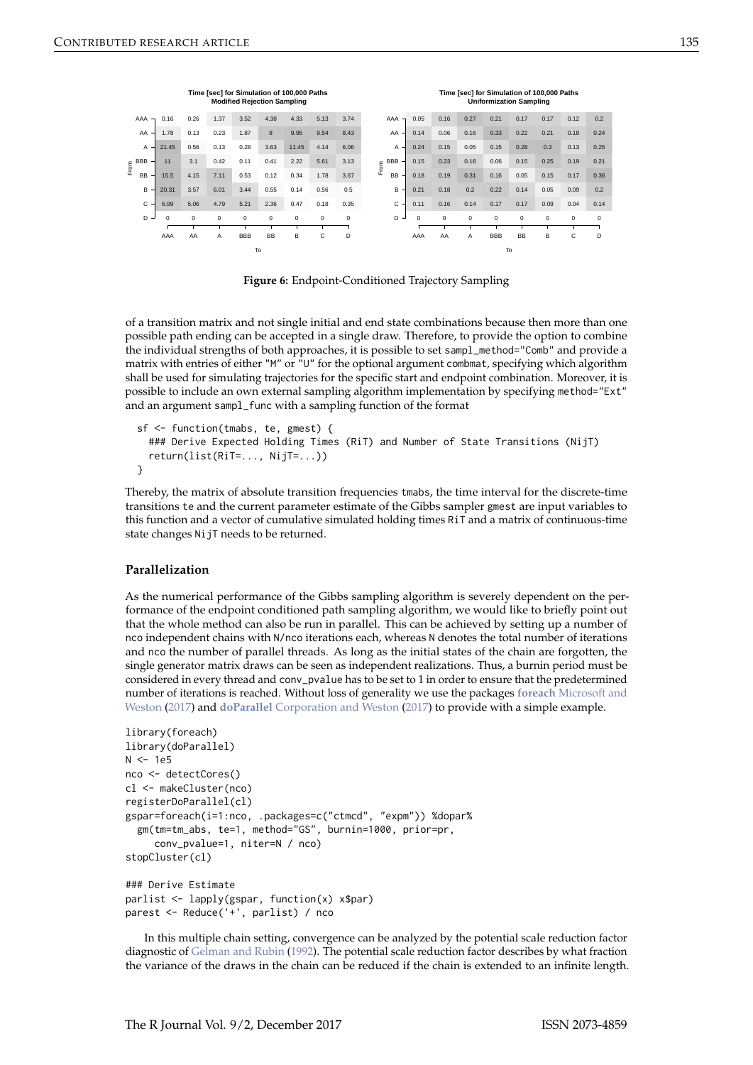Time [sec] for Simulation of 100,000 Paths
Modified Rejection Sampling

AAA 0.16 0.26 1.37 3.52 4.38 4.33 5.13 3.74
AA 1.78 0.13 0.23 1.87 8 9.95 9.54 8.43
A 21.45 0.56 0.13 0.28 3.63 11.45 4.14 6.06
BBB 11 3.1 0.42 0.11 0.41 2.22 5.61 3.13
BB 15.5 4.15 7.11 0.53 0.12 0.34 1.78 3.67
B 20.31 3.57 6.01 3.44 0.55 0.14 0.56 0.5
C 6.99 5.06 4.79 5.21 2.36 0.47 0.18 0.35
D 0 0 0 0 0 0 0 0

From

AAA AA A BBB BB B C D

To

Time [sec] for Simulation of 100,000 Paths
Uniformization Sampling

AAA 0.05 0.16 0.27 0.21 0.17 0.17 0.12 0.2
AA 0.14 0.06 0.16 0.33 0.22 0.21 0.18 0.24
A 0.24 0.15 0.05 0.15 0.28 0.3 0.13 0.25
BBB 0.15 0.23 0.16 0.06 0.15 0.25 0.19 0.21
BB 0.18 0.19 0.31 0.16 0.05 0.15 0.17 0.36
B 0.21 0.18 0.2 0.22 0.14 0.05 0.09 0.2
C 0.11 0.16 0.14 0.17 0.17 0.09 0.04 0.14
D 0 0 0 0 0 0 0 0

From

AAA AA A BBB BB B C D

To

**Figure 6:** Endpoint-Conditioned Trajectory Sampling

of a transition matrix and not single initial and end state combinations because then more than one possible path ending can be accepted in a single draw. Therefore, to provide the option to combine the individual strengths of both approaches, it is possible to set `sampl_method="Comb"` and provide a matrix with entries of either `"M"` or `"U"` for the optional argument `combmat`, specifying which algorithm shall be used for simulating trajectories for the specific start and endpoint combination. Moreover, it is possible to include an own external sampling algorithm implementation by specifying `method="Ext"` and an argument `sampl_func` with a sampling function of the format

```
sf <- function(tmabs, te, gmest) {
  ### Derive Expected Holding Times (RiT) and Number of State Transitions (NijT)
  return(list(RiT=..., NijT=...))
}
```

Thereby, the matrix of absolute transition frequencies `tmabs`, the time interval for the discrete-time transitions `te` and the current parameter estimate of the Gibbs sampler `gmest` are input variables to this function and a vector of cumulative simulated holding times `RiT` and a matrix of continuous-time state changes `NijT` needs to be returned.

### Parallelization

As the numerical performance of the Gibbs sampling algorithm is severely dependent on the performance of the endpoint conditioned path sampling algorithm, we would like to briefly point out that the whole method can also be run in parallel. This can be achieved by setting up a number of `nco` independent chains with `N/nco` iterations each, whereas `N` denotes the total number of iterations and `nco` the number of parallel threads. As long as the initial states of the chain are forgotten, the single generator matrix draws can be seen as independent realizations. Thus, a burnin period must be considered in every thread and `conv_pvalue` has to be set to 1 in order to ensure that the predetermined number of iterations is reached. Without loss of generality we use the packages **foreach** Microsoft and Weston (2017) and **doParallel** Corporation and Weston (2017) to provide with a simple example.

```
library(foreach)
library(doParallel)
N <- 1e5
nco <- detectCores()
cl <- makeCluster(nco)
registerDoParallel(cl)
gspar=foreach(i=1:nco, .packages=c("ctmcd", "expm")) %dopar%
  gm(tm=tm_abs, te=1, method="GS", burnin=1000, prior=pr,
     conv_pvalue=1, niter=N / nco)
stopCluster(cl)

### Derive Estimate
parlist <- lapply(gspar, function(x) x$par)
parest <- Reduce('+', parlist) / nco
```

In this multiple chain setting, convergence can be analyzed by the potential scale reduction factor diagnostic of Gelman and Rubin (1992). The potential scale reduction factor describes by what fraction the variance of the draws in the chain can be reduced if the chain is extended to an infinite length.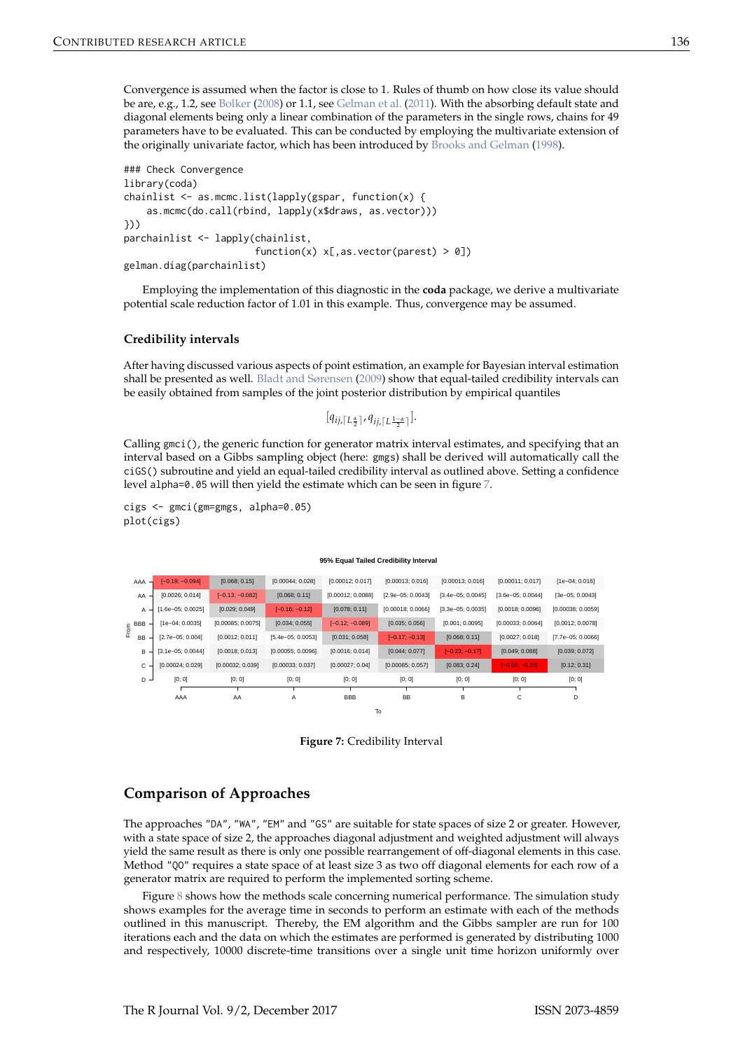Convergence is assumed when the factor is close to 1. Rules of thumb on how close its value should be are, e.g., 1.2, see Bolker (2008) or 1.1, see Gelman et al. (2011). With the absorbing default state and diagonal elements being only a linear combination of the parameters in the single rows, chains for 49 parameters have to be evaluated. This can be conducted by employing the multivariate extension of the originally univariate factor, which has been introduced by Brooks and Gelman (1998).

```
### Check Convergence
library(coda)
chainlist <- as.mcmc.list(lapply(gspar, function(x) {
    as.mcmc(do.call(rbind, lapply(x$draws, as.vector)))
}))
parchainlist <- lapply(chainlist,
                       function(x) x[,as.vector(parest) > 0])
gelman.diag(parchainlist)
```

Employing the implementation of this diagnostic in the **coda** package, we derive a multivariate potential scale reduction factor of 1.01 in this example. Thus, convergence may be assumed.

### Credibility intervals

After having discussed various aspects of point estimation, an example for Bayesian interval estimation shall be presented as well. Bladt and Sørensen (2009) show that equal-tailed credibility intervals can be easily obtained from samples of the joint posterior distribution by empirical quantiles

$$[q_{ij,\lceil L\frac{\alpha}{2}\rceil}, q_{ij,\lceil L\frac{1-\alpha}{2}\rceil}].$$

Calling `gmci()`, the generic function for generator matrix interval estimates, and specifying that an interval based on a Gibbs sampling object (here: `gmgs`) shall be derived will automatically call the `ciGS()` subroutine and yield an equal-tailed credibility interval as outlined above. Setting a confidence level `alpha=0.05` will then yield the estimate which can be seen in figure 7.

```
cigs <- gmci(gm=gmgs, alpha=0.05)
plot(cigs)
```

95% Equal Tailed Credibility Interval

From: AAA — [−0.19; −0.094] [0.068; 0.15] [0.00044; 0.028] [0.00012; 0.017] [0.00013; 0.016] [0.00013; 0.016] [0.00011; 0.017] [1e−04; 0.016]
AA — [0.0026; 0.014] [−0.13; −0.082] [0.068; 0.11] [0.00012; 0.0088] [2.9e−05; 0.0043] [3.4e−05; 0.0045] [3.6e−05; 0.0044] [3e−05; 0.0043]
A — [1.6e−05; 0.0025] [0.029; 0.049] [−0.16; −0.12] [0.078; 0.11] [0.00018; 0.0066] [3.3e−05; 0.0035] [0.0018; 0.0096] [0.00038; 0.0059]
BBB — [1e−04; 0.0035] [0.00085; 0.0075] [0.034; 0.055] [−0.12; −0.089] [0.035; 0.056] [0.001; 0.0095] [0.00033; 0.0064] [0.0012; 0.0078]
BB — [2.7e−05; 0.004] [0.0012; 0.011] [5.4e−05; 0.0053] [0.031; 0.058] [−0.17; −0.13] [0.068; 0.11] [0.0027; 0.018] [7.7e−05; 0.0066]
B — [3.1e−05; 0.0044] [0.0018; 0.013] [0.00055; 0.0096] [0.0016; 0.014] [0.044; 0.077] [−0.23; −0.17] [0.049; 0.088] [0.039; 0.072]
C — [0.00024; 0.029] [0.00032; 0.039] [0.00033; 0.037] [0.00027; 0.04] [0.00085; 0.057] [0.083; 0.24] [−0.56; −0.39] [0.12; 0.31]
D — [0; 0] [0; 0] [0; 0] [0; 0] [0; 0] [0; 0] [0; 0] [0; 0]

To: AAA AA A BBB BB B C D

**Figure 7:** Credibility Interval

## Comparison of Approaches

The approaches "DA", "WA", "EM" and "GS" are suitable for state spaces of size 2 or greater. However, with a state space of size 2, the approaches diagonal adjustment and weighted adjustment will always yield the same result as there is only one possible rearrangement of off-diagonal elements in this case. Method "QO" requires a state space of at least size 3 as two off diagonal elements for each row of a generator matrix are required to perform the implemented sorting scheme.

Figure 8 shows how the methods scale concerning numerical performance. The simulation study shows examples for the average time in seconds to perform an estimate with each of the methods outlined in this manuscript. Thereby, the EM algorithm and the Gibbs sampler are run for 100 iterations each and the data on which the estimates are performed is generated by distributing 1000 and respectively, 10000 discrete-time transitions over a single unit time horizon uniformly over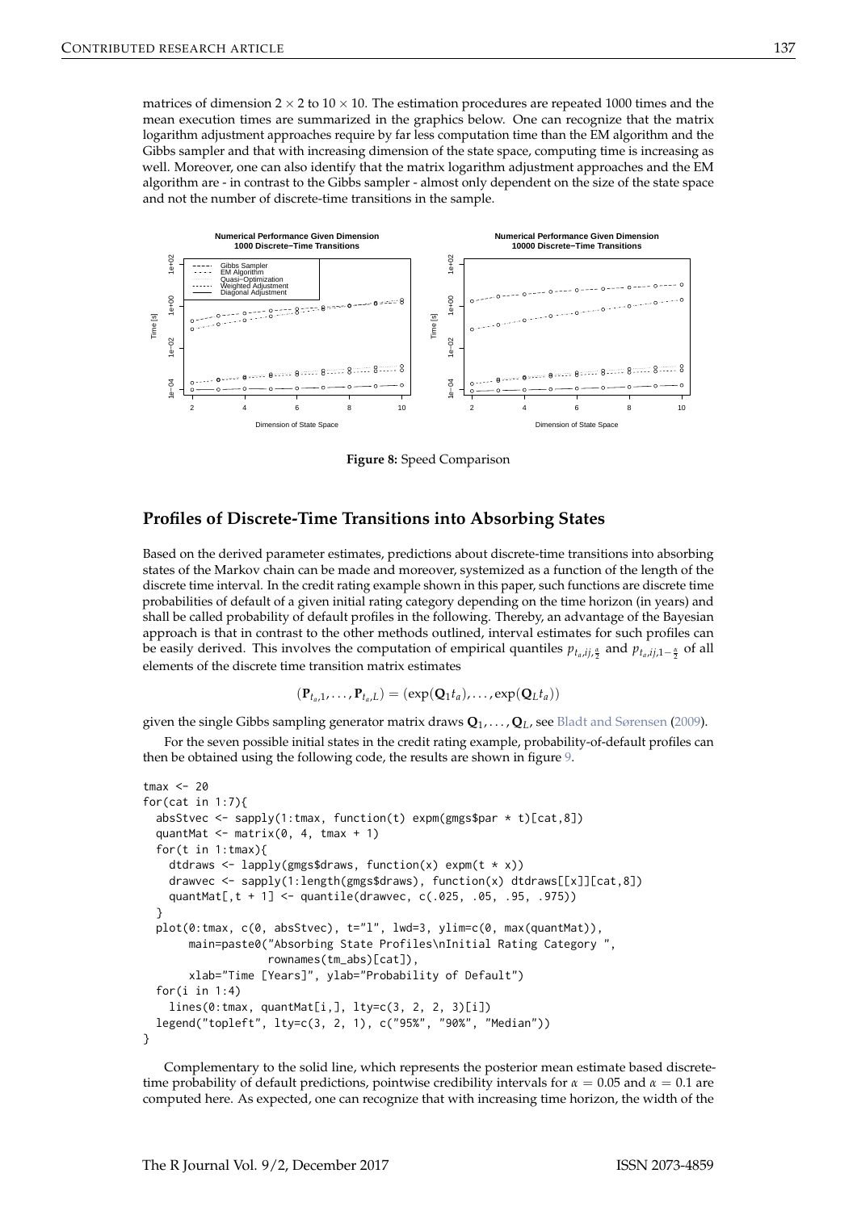matrices of dimension $2 \times 2$ to $10 \times 10$. The estimation procedures are repeated 1000 times and the mean execution times are summarized in the graphics below. One can recognize that the matrix logarithm adjustment approaches require by far less computation time than the EM algorithm and the Gibbs sampler and that with increasing dimension of the state space, computing time is increasing as well. Moreover, one can also identify that the matrix logarithm adjustment approaches and the EM algorithm are - in contrast to the Gibbs sampler - almost only dependent on the size of the state space and not the number of discrete-time transitions in the sample.

Numerical Performance Given Dimension
1000 Discrete−Time Transitions

Gibbs Sampler
EM Algorithm
Quasi−Optimization
Weighted Adjustment
Diagonal Adjustment

Time [s]
1e−04
1e−02
1e+00
1e+02

Dimension of State Space
2 4 6 8 10

Numerical Performance Given Dimension
10000 Discrete−Time Transitions

Time [s]
1e−04
1e−02
1e+00
1e+02

Dimension of State Space
2 4 6 8 10

**Figure 8:** Speed Comparison

## Profiles of Discrete-Time Transitions into Absorbing States

Based on the derived parameter estimates, predictions about discrete-time transitions into absorbing states of the Markov chain can be made and moreover, systemized as a function of the length of the discrete time interval. In the credit rating example shown in this paper, such functions are discrete time probabilities of default of a given initial rating category depending on the time horizon (in years) and shall be called probability of default profiles in the following. Thereby, an advantage of the Bayesian approach is that in contrast to the other methods outlined, interval estimates for such profiles can be easily derived. This involves the computation of empirical quantiles $p_{t_a,ij,\frac{\alpha}{2}}$ and $p_{t_a,ij,1-\frac{\alpha}{2}}$ of all elements of the discrete time transition matrix estimates

$$(\mathbf{P}_{t_a,1}, \ldots, \mathbf{P}_{t_a,L}) = (\exp(\mathbf{Q}_1 t_a), \ldots, \exp(\mathbf{Q}_L t_a))$$

given the single Gibbs sampling generator matrix draws $\mathbf{Q}_1, \ldots, \mathbf{Q}_L$, see Bladt and Sørensen (2009).

For the seven possible initial states in the credit rating example, probability-of-default profiles can then be obtained using the following code, the results are shown in figure 9.

```
tmax <- 20
for(cat in 1:7){
  absStvec <- sapply(1:tmax, function(t) expm(gmgs$par * t)[cat,8])
  quantMat <- matrix(0, 4, tmax + 1)
  for(t in 1:tmax){
    dtdraws <- lapply(gmgs$draws, function(x) expm(t * x))
    drawvec <- sapply(1:length(gmgs$draws), function(x) dtdraws[[x]][cat,8])
    quantMat[,t + 1] <- quantile(drawvec, c(.025, .05, .95, .975))
  }
  plot(0:tmax, c(0, absStvec), t="l", lwd=3, ylim=c(0, max(quantMat)),
       main=paste0("Absorbing State Profiles\nInitial Rating Category ",
                   rownames(tm_abs)[cat]),
       xlab="Time [Years]", ylab="Probability of Default")
  for(i in 1:4)
    lines(0:tmax, quantMat[i,], lty=c(3, 2, 2, 3)[i])
  legend("topleft", lty=c(3, 2, 1), c("95%", "90%", "Median"))
}
```

Complementary to the solid line, which represents the posterior mean estimate based discrete-time probability of default predictions, pointwise credibility intervals for $\alpha = 0.05$ and $\alpha = 0.1$ are computed here. As expected, one can recognize that with increasing time horizon, the width of the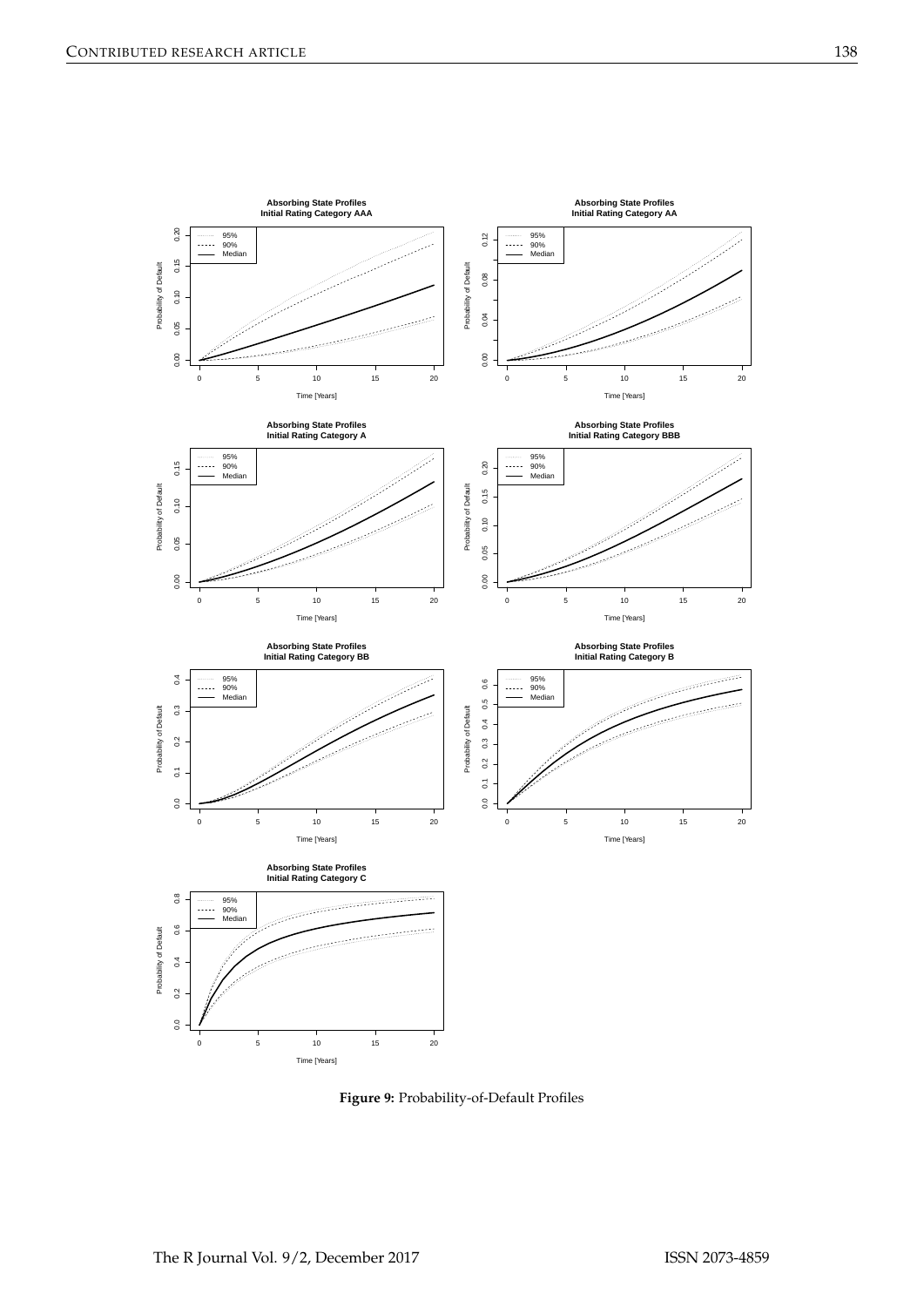Absorbing State Profiles
Initial Rating Category AAA

95%
90%
Median

Probability of Default

0.00 0.05 0.10 0.15 0.20

0 5 10 15 20

Time [Years]

Absorbing State Profiles
Initial Rating Category AA

95%
90%
Median

Probability of Default

0.00 0.04 0.08 0.12

0 5 10 15 20

Time [Years]

Absorbing State Profiles
Initial Rating Category A

95%
90%
Median

Probability of Default

0.00 0.05 0.10 0.15

0 5 10 15 20

Time [Years]

Absorbing State Profiles
Initial Rating Category BBB

95%
90%
Median

Probability of Default

0.00 0.05 0.10 0.15 0.20

0 5 10 15 20

Time [Years]

Absorbing State Profiles
Initial Rating Category BB

95%
90%
Median

Probability of Default

0.0 0.1 0.2 0.3 0.4

0 5 10 15 20

Time [Years]

Absorbing State Profiles
Initial Rating Category B

95%
90%
Median

Probability of Default

0.0 0.1 0.2 0.3 0.4 0.5 0.6

0 5 10 15 20

Time [Years]

Absorbing State Profiles
Initial Rating Category C

95%
90%
Median

Probability of Default

0.0 0.2 0.4 0.6 0.8

0 5 10 15 20

Time [Years]

**Figure 9:** Probability-of-Default Profiles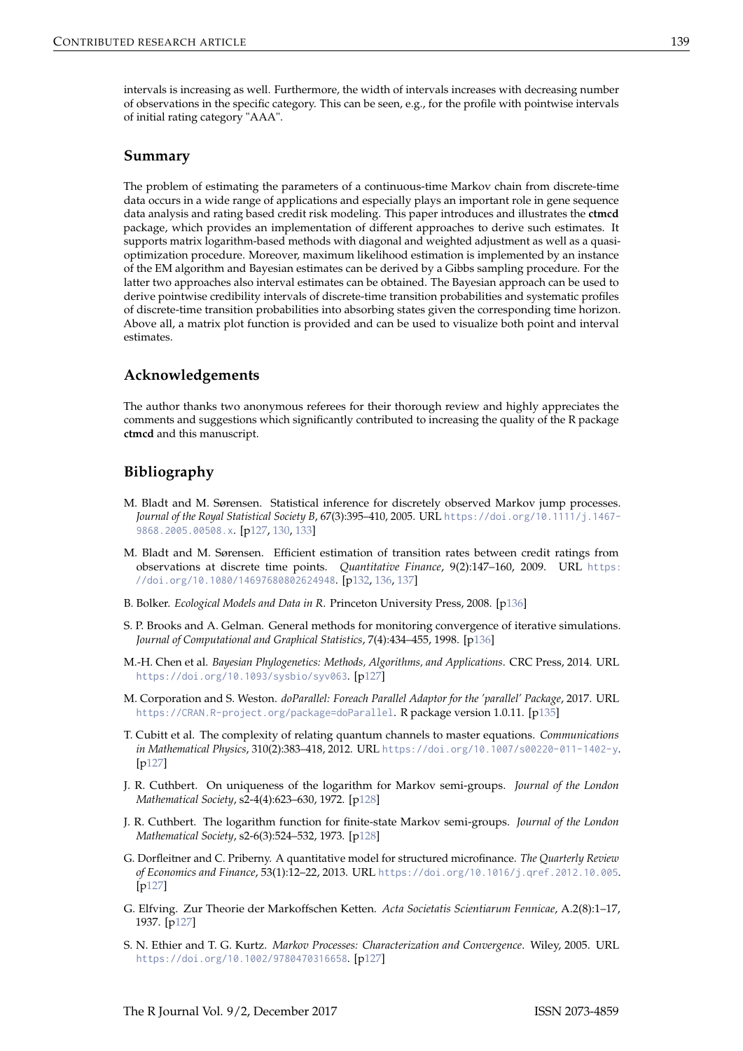intervals is increasing as well. Furthermore, the width of intervals increases with decreasing number of observations in the specific category. This can be seen, e.g., for the profile with pointwise intervals of initial rating category "AAA".

## Summary

The problem of estimating the parameters of a continuous-time Markov chain from discrete-time data occurs in a wide range of applications and especially plays an important role in gene sequence data analysis and rating based credit risk modeling. This paper introduces and illustrates the **ctmcd** package, which provides an implementation of different approaches to derive such estimates. It supports matrix logarithm-based methods with diagonal and weighted adjustment as well as a quasi-optimization procedure. Moreover, maximum likelihood estimation is implemented by an instance of the EM algorithm and Bayesian estimates can be derived by a Gibbs sampling procedure. For the latter two approaches also interval estimates can be obtained. The Bayesian approach can be used to derive pointwise credibility intervals of discrete-time transition probabilities and systematic profiles of discrete-time transition probabilities into absorbing states given the corresponding time horizon. Above all, a matrix plot function is provided and can be used to visualize both point and interval estimates.

## Acknowledgements

The author thanks two anonymous referees for their thorough review and highly appreciates the comments and suggestions which significantly contributed to increasing the quality of the R package **ctmcd** and this manuscript.

## Bibliography

M. Bladt and M. Sørensen. Statistical inference for discretely observed Markov jump processes. *Journal of the Royal Statistical Society B*, 67(3):395–410, 2005. URL https://doi.org/10.1111/j.1467-9868.2005.00508.x. [p127, 130, 133]

M. Bladt and M. Sørensen. Efficient estimation of transition rates between credit ratings from observations at discrete time points. *Quantitative Finance*, 9(2):147–160, 2009. URL https://doi.org/10.1080/14697680802624948. [p132, 136, 137]

B. Bolker. *Ecological Models and Data in R*. Princeton University Press, 2008. [p136]

S. P. Brooks and A. Gelman. General methods for monitoring convergence of iterative simulations. *Journal of Computational and Graphical Statistics*, 7(4):434–455, 1998. [p136]

M.-H. Chen et al. *Bayesian Phylogenetics: Methods, Algorithms, and Applications*. CRC Press, 2014. URL https://doi.org/10.1093/sysbio/syv063. [p127]

M. Corporation and S. Weston. *doParallel: Foreach Parallel Adaptor for the 'parallel' Package*, 2017. URL https://CRAN.R-project.org/package=doParallel. R package version 1.0.11. [p135]

T. Cubitt et al. The complexity of relating quantum channels to master equations. *Communications in Mathematical Physics*, 310(2):383–418, 2012. URL https://doi.org/10.1007/s00220-011-1402-y. [p127]

J. R. Cuthbert. On uniqueness of the logarithm for Markov semi-groups. *Journal of the London Mathematical Society*, s2-4(4):623–630, 1972. [p128]

J. R. Cuthbert. The logarithm function for finite-state Markov semi-groups. *Journal of the London Mathematical Society*, s2-6(3):524–532, 1973. [p128]

G. Dorfleitner and C. Priberny. A quantitative model for structured microfinance. *The Quarterly Review of Economics and Finance*, 53(1):12–22, 2013. URL https://doi.org/10.1016/j.qref.2012.10.005. [p127]

G. Elfving. Zur Theorie der Markoffschen Ketten. *Acta Societatis Scientiarum Fennicae*, A.2(8):1–17, 1937. [p127]

S. N. Ethier and T. G. Kurtz. *Markov Processes: Characterization and Convergence*. Wiley, 2005. URL https://doi.org/10.1002/9780470316658. [p127]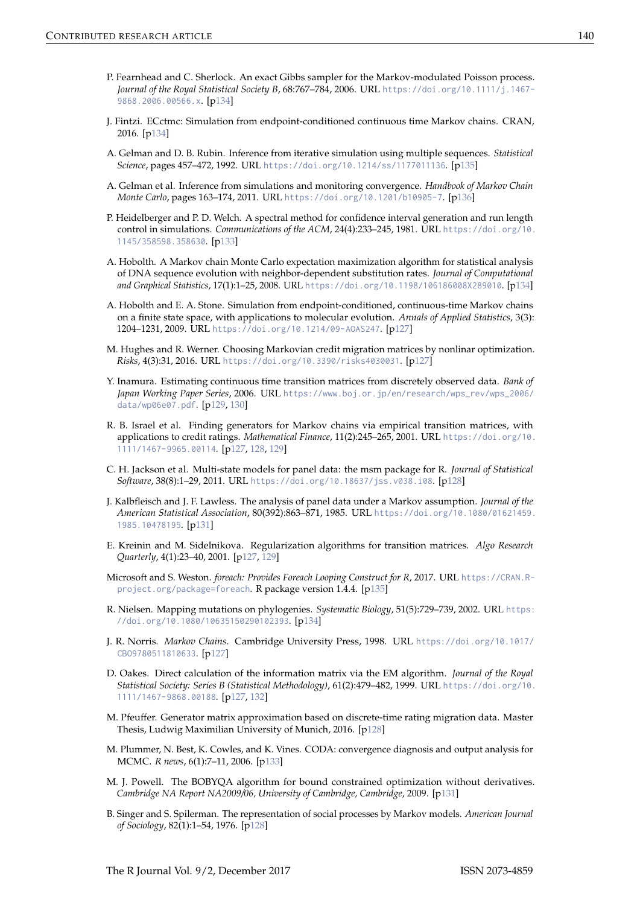P. Fearnhead and C. Sherlock. An exact Gibbs sampler for the Markov-modulated Poisson process. *Journal of the Royal Statistical Society B*, 68:767–784, 2006. URL https://doi.org/10.1111/j.1467-9868.2006.00566.x. [p134]

J. Fintzi. ECctmc: Simulation from endpoint-conditioned continuous time Markov chains. CRAN, 2016. [p134]

A. Gelman and D. B. Rubin. Inference from iterative simulation using multiple sequences. *Statistical Science*, pages 457–472, 1992. URL https://doi.org/10.1214/ss/1177011136. [p135]

A. Gelman et al. Inference from simulations and monitoring convergence. *Handbook of Markov Chain Monte Carlo*, pages 163–174, 2011. URL https://doi.org/10.1201/b10905-7. [p136]

P. Heidelberger and P. D. Welch. A spectral method for confidence interval generation and run length control in simulations. *Communications of the ACM*, 24(4):233–245, 1981. URL https://doi.org/10.1145/358598.358630. [p133]

A. Hobolth. A Markov chain Monte Carlo expectation maximization algorithm for statistical analysis of DNA sequence evolution with neighbor-dependent substitution rates. *Journal of Computational and Graphical Statistics*, 17(1):1–25, 2008. URL https://doi.org/10.1198/106186008X289010. [p134]

A. Hobolth and E. A. Stone. Simulation from endpoint-conditioned, continuous-time Markov chains on a finite state space, with applications to molecular evolution. *Annals of Applied Statistics*, 3(3): 1204–1231, 2009. URL https://doi.org/10.1214/09-AOAS247. [p127]

M. Hughes and R. Werner. Choosing Markovian credit migration matrices by nonlinar optimization. *Risks*, 4(3):31, 2016. URL https://doi.org/10.3390/risks4030031. [p127]

Y. Inamura. Estimating continuous time transition matrices from discretely observed data. *Bank of Japan Working Paper Series*, 2006. URL https://www.boj.or.jp/en/research/wps_rev/wps_2006/data/wp06e07.pdf. [p129, 130]

R. B. Israel et al. Finding generators for Markov chains via empirical transition matrices, with applications to credit ratings. *Mathematical Finance*, 11(2):245–265, 2001. URL https://doi.org/10.1111/1467-9965.00114. [p127, 128, 129]

C. H. Jackson et al. Multi-state models for panel data: the msm package for R. *Journal of Statistical Software*, 38(8):1–29, 2011. URL https://doi.org/10.18637/jss.v038.i08. [p128]

J. Kalbfleisch and J. F. Lawless. The analysis of panel data under a Markov assumption. *Journal of the American Statistical Association*, 80(392):863–871, 1985. URL https://doi.org/10.1080/01621459.1985.10478195. [p131]

E. Kreinin and M. Sidelnikova. Regularization algorithms for transition matrices. *Algo Research Quarterly*, 4(1):23–40, 2001. [p127, 129]

Microsoft and S. Weston. *foreach: Provides Foreach Looping Construct for R*, 2017. URL https://CRAN.R-project.org/package=foreach. R package version 1.4.4. [p135]

R. Nielsen. Mapping mutations on phylogenies. *Systematic Biology*, 51(5):729–739, 2002. URL https://doi.org/10.1080/10635150290102393. [p134]

J. R. Norris. *Markov Chains*. Cambridge University Press, 1998. URL https://doi.org/10.1017/CBO9780511810633. [p127]

D. Oakes. Direct calculation of the information matrix via the EM algorithm. *Journal of the Royal Statistical Society: Series B (Statistical Methodology)*, 61(2):479–482, 1999. URL https://doi.org/10.1111/1467-9868.00188. [p127, 132]

M. Pfeuffer. Generator matrix approximation based on discrete-time rating migration data. Master Thesis, Ludwig Maximilian University of Munich, 2016. [p128]

M. Plummer, N. Best, K. Cowles, and K. Vines. CODA: convergence diagnosis and output analysis for MCMC. *R news*, 6(1):7–11, 2006. [p133]

M. J. Powell. The BOBYQA algorithm for bound constrained optimization without derivatives. *Cambridge NA Report NA2009/06, University of Cambridge, Cambridge*, 2009. [p131]

B. Singer and S. Spilerman. The representation of social processes by Markov models. *American Journal of Sociology*, 82(1):1–54, 1976. [p128]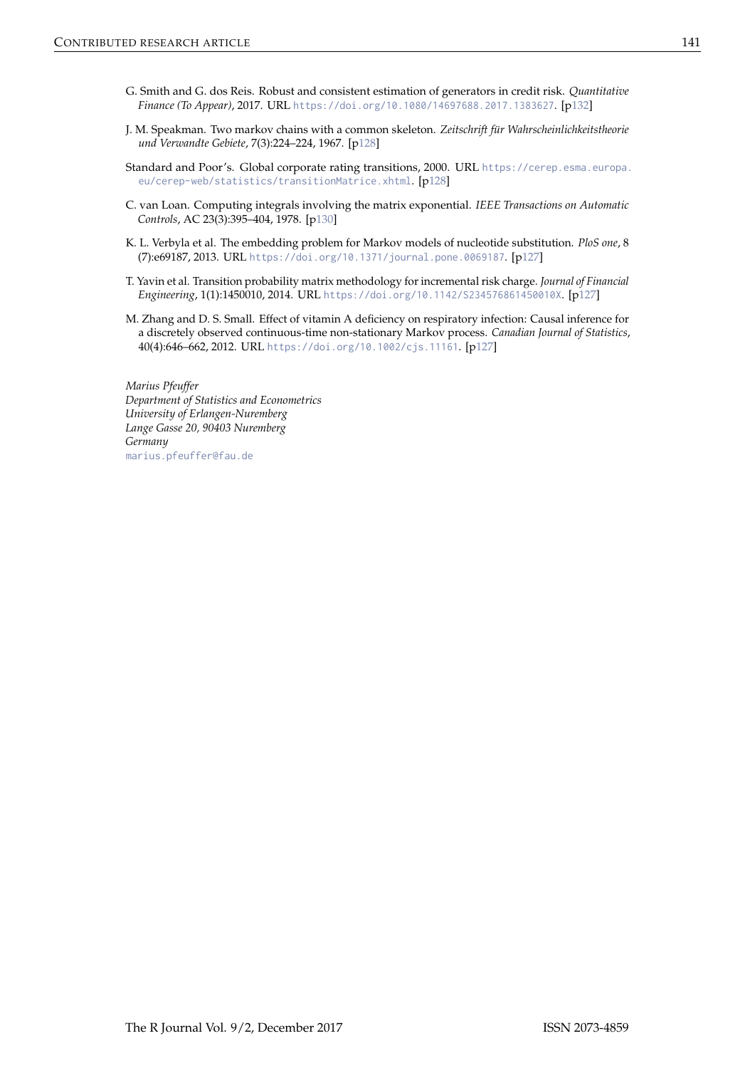G. Smith and G. dos Reis. Robust and consistent estimation of generators in credit risk. *Quantitative Finance (To Appear)*, 2017. URL https://doi.org/10.1080/14697688.2017.1383627. [p132]

J. M. Speakman. Two markov chains with a common skeleton. *Zeitschrift für Wahrscheinlichkeitstheorie und Verwandte Gebiete*, 7(3):224–224, 1967. [p128]

Standard and Poor's. Global corporate rating transitions, 2000. URL https://cerep.esma.europa.eu/cerep-web/statistics/transitionMatrice.xhtml. [p128]

C. van Loan. Computing integrals involving the matrix exponential. *IEEE Transactions on Automatic Controls*, AC 23(3):395–404, 1978. [p130]

K. L. Verbyla et al. The embedding problem for Markov models of nucleotide substitution. *PloS one*, 8 (7):e69187, 2013. URL https://doi.org/10.1371/journal.pone.0069187. [p127]

T. Yavin et al. Transition probability matrix methodology for incremental risk charge. *Journal of Financial Engineering*, 1(1):1450010, 2014. URL https://doi.org/10.1142/S234576861450010X. [p127]

M. Zhang and D. S. Small. Effect of vitamin A deficiency on respiratory infection: Causal inference for a discretely observed continuous-time non-stationary Markov process. *Canadian Journal of Statistics*, 40(4):646–662, 2012. URL https://doi.org/10.1002/cjs.11161. [p127]

*Marius Pfeuffer*
*Department of Statistics and Econometrics*
*University of Erlangen-Nuremberg*
*Lange Gasse 20, 90403 Nuremberg*
*Germany*
marius.pfeuffer@fau.de